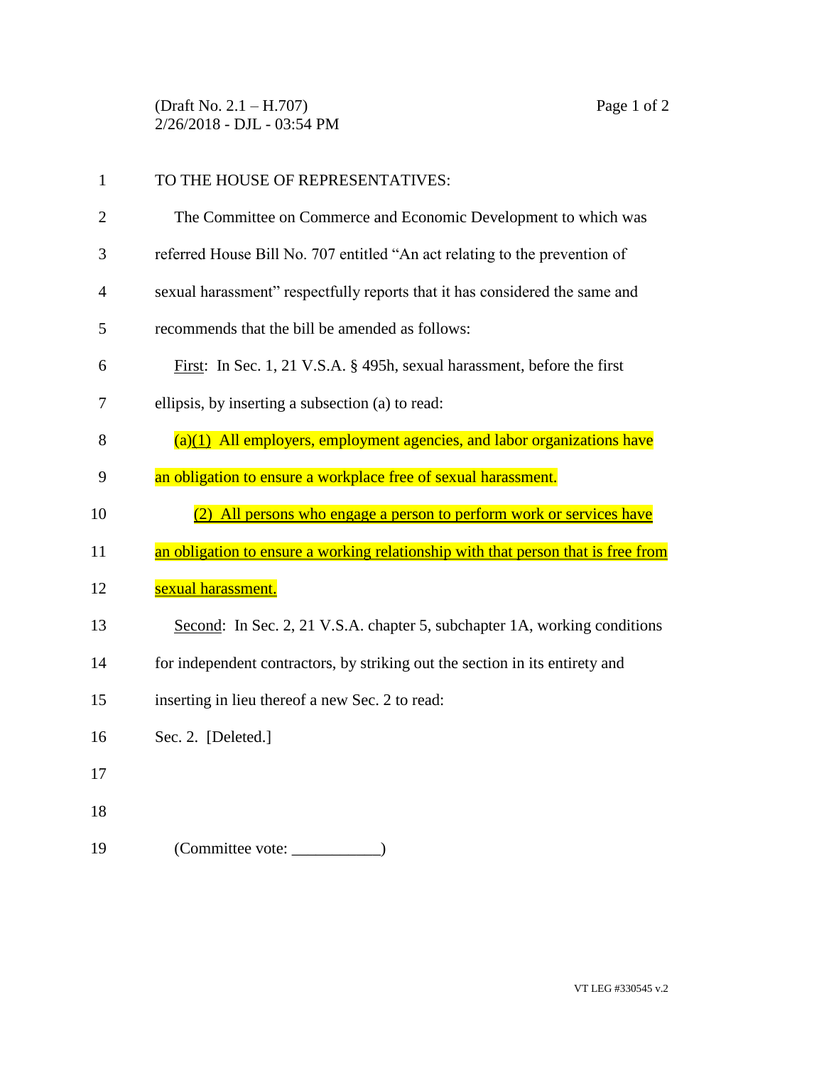TO THE HOUSE OF REPRESENTATIVES:

The Committee on Commerce and Economic Development to which was referred House Bill No. 707 entitled "An act relating to the prevention of sexual harassment" respectfully reports that it has considered the same and recommends that the bill be amended as follows:

First: In Sec. 1, 21 V.S.A. § 495h, sexual harassment, before the first ellipsis, by inserting a subsection (a) to read:

(a)(1) All employers, employment agencies, and labor organizations have an obligation to ensure a workplace free of sexual harassment.

(2) All persons who engage a person to perform work or services have an obligation to ensure a working relationship with that person that is free from sexual harassment.

Second: In Sec. 2, 21 V.S.A. chapter 5, subchapter 1A, working conditions for independent contractors, by striking out the section in its entirety and inserting in lieu thereof a new Sec. 2 to read:

Sec. 2. [Deleted.]

(Committee vote: ___________)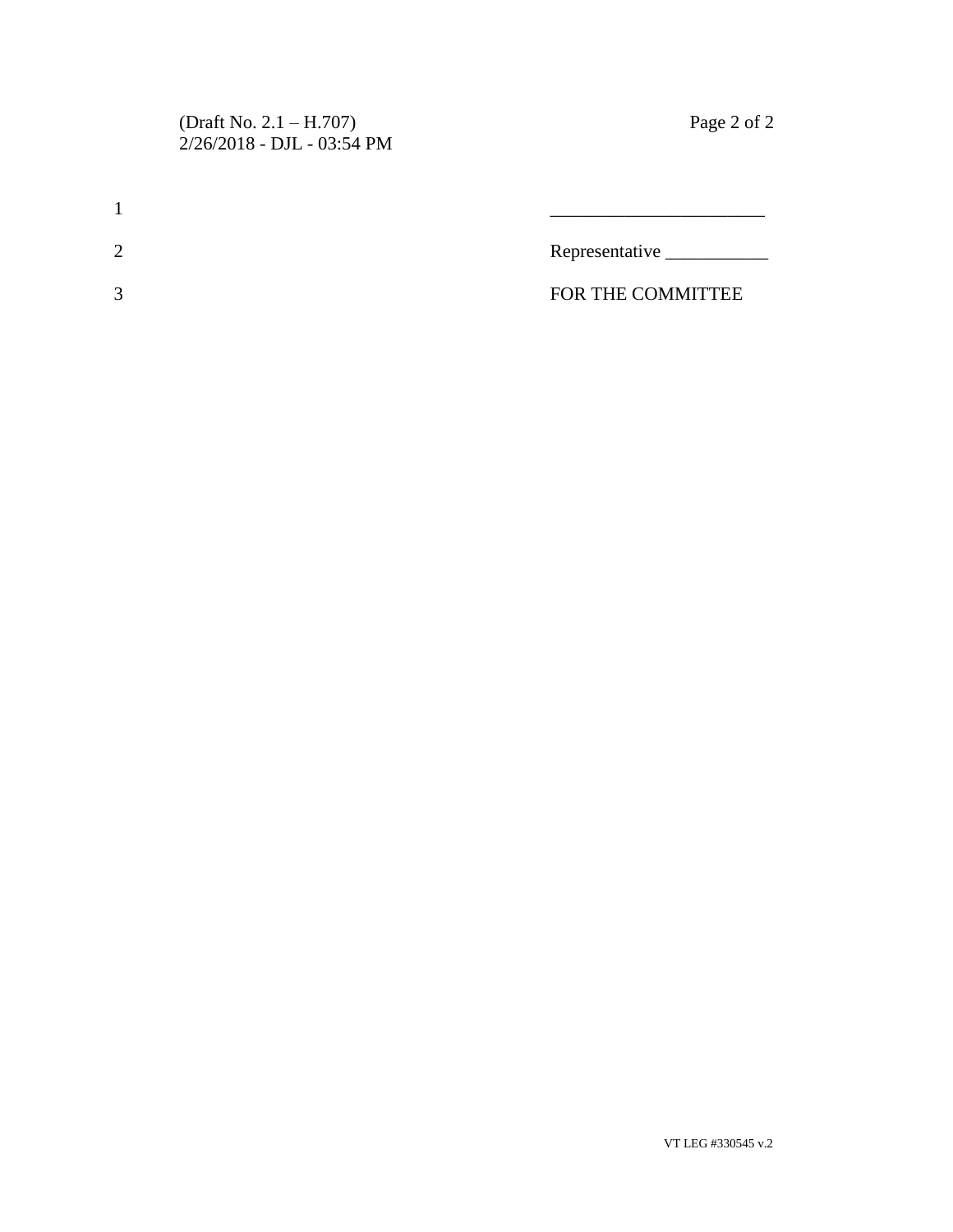\_\_\_\_\_\_\_\_\_\_\_\_\_\_\_\_\_\_\_\_\_\_\_

Representative \_\_\_\_\_\_\_\_\_\_\_

FOR THE COMMITTEE

_______________________

Representative ___________

FOR THE COMMITTEE